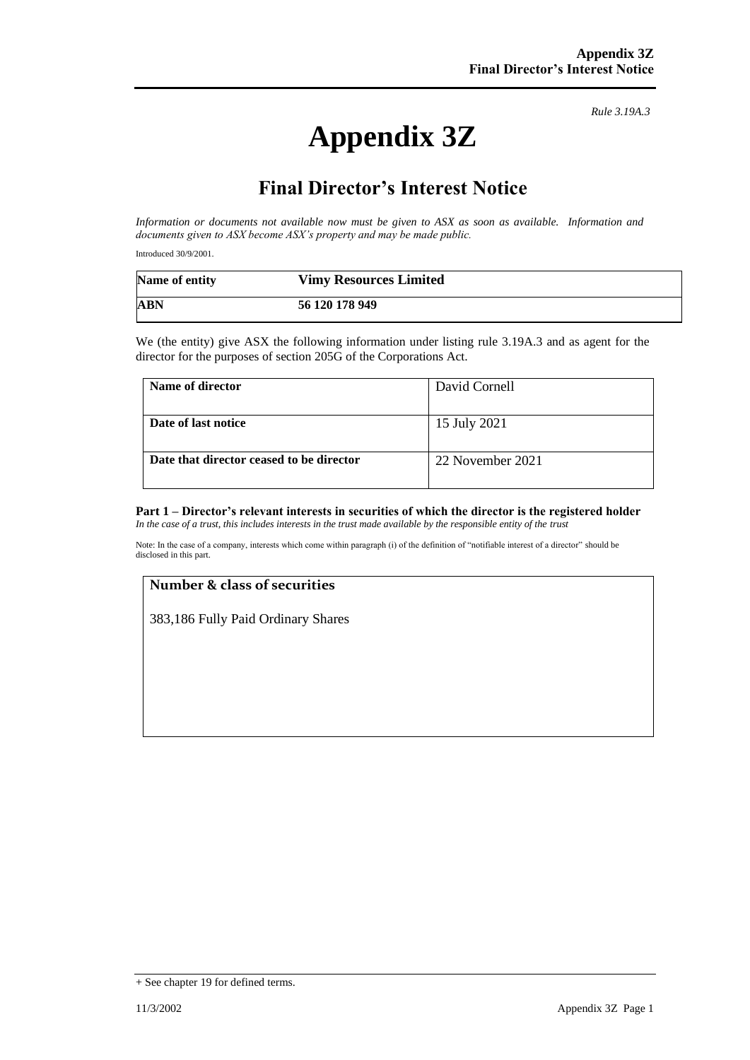*Rule 3.19A.3*

# Appendix 3Z

## Final Director's Interest Notice

*Information or documents not available now must be given to ASX as soon as available. Information and documents given to ASX become ASX's property and may be made public.*

Introduced 30/9/2001.

| Name of entity | Vimy Resources Limited |
|---|---|
| **ABN** | **56 120 178 949** |

We (the entity) give ASX the following information under listing rule 3.19A.3 and as agent for the director for the purposes of section 205G of the Corporations Act.

| Name of director | David Cornell |
|---|---|
| **Date of last notice** | 15 July 2021 |
| **Date that director ceased to be director** | 22 November 2021 |

**Part 1 – Director's relevant interests in securities of which the director is the registered holder**
*In the case of a trust, this includes interests in the trust made available by the responsible entity of the trust*

Note: In the case of a company, interests which come within paragraph (i) of the definition of "notifiable interest of a director" should be disclosed in this part.

| Number & class of securities |
|---|
| 383,186 Fully Paid Ordinary Shares |

+ See chapter 19 for defined terms.

11/3/2002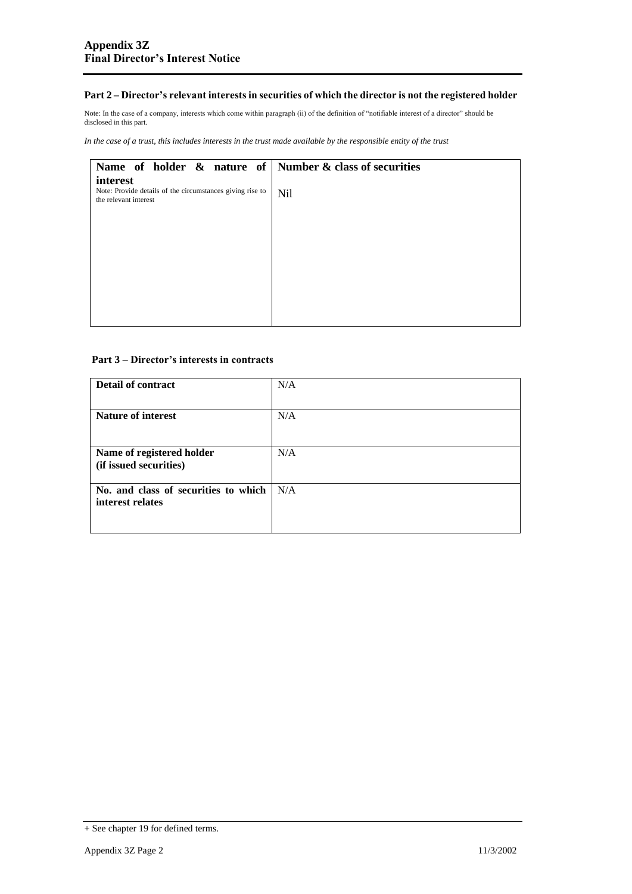## Part 2 – Director's relevant interests in securities of which the director is not the registered holder

Note: In the case of a company, interests which come within paragraph (ii) of the definition of "notifiable interest of a director" should be disclosed in this part.

*In the case of a trust, this includes interests in the trust made available by the responsible entity of the trust*

| Name of holder & nature of interest<br>Note: Provide details of the circumstances giving rise to the relevant interest | Number & class of securities |
|---|---|
| | Nil |

## Part 3 – Director's interests in contracts

| | |
|---|---|
| **Detail of contract** | N/A |
| **Nature of interest** | N/A |
| **Name of registered holder (if issued securities)** | N/A |
| **No. and class of securities to which interest relates** | N/A |

+ See chapter 19 for defined terms.